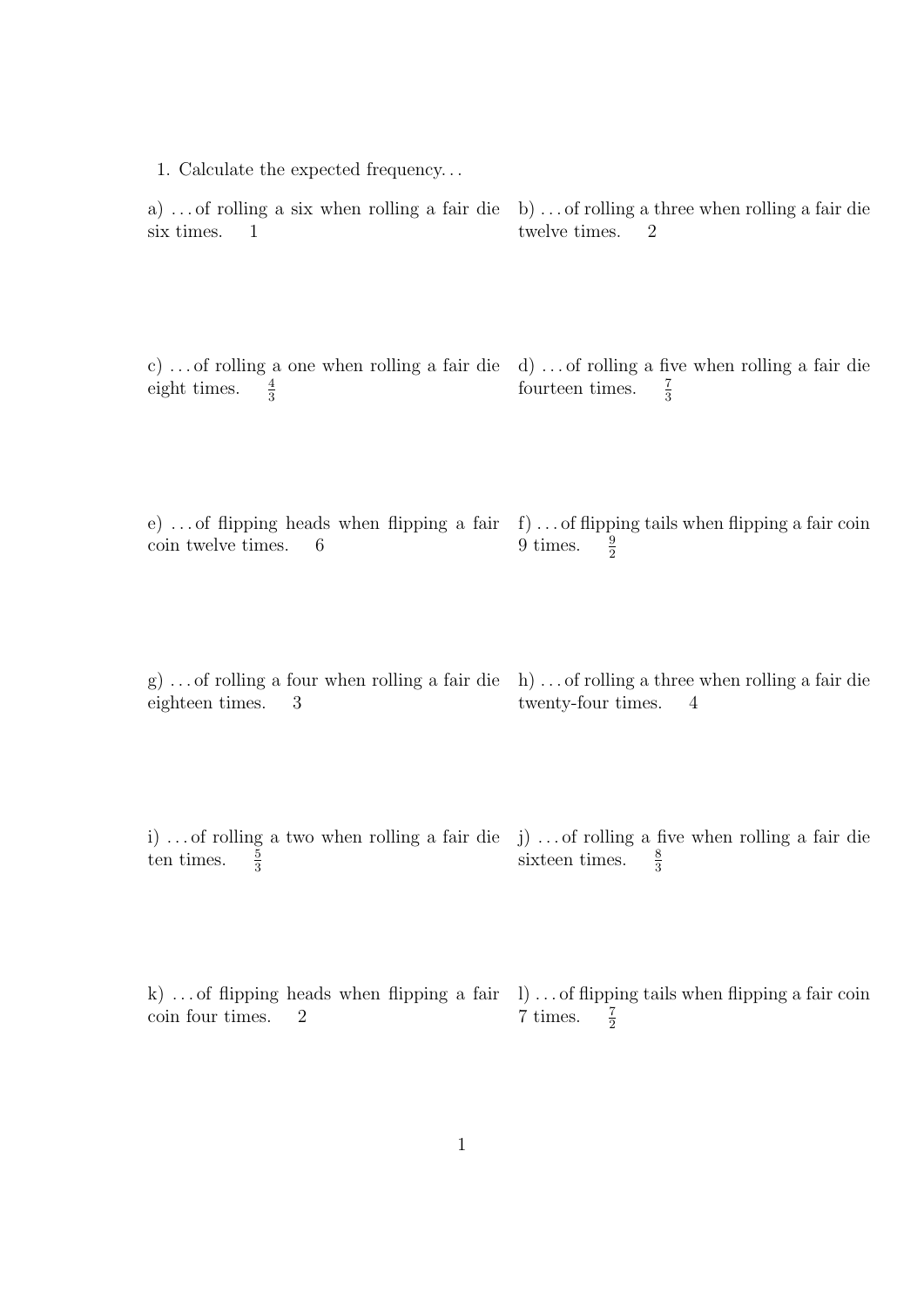1. Calculate the expected frequency...

a) ...of rolling a six when rolling a fair die six times. 1

b) ...of rolling a three when rolling a fair die twelve times. 2

c) ...of rolling a one when rolling a fair die eight times. $\frac{4}{3}$

d) ...of rolling a five when rolling a fair die fourteen times. $\frac{7}{3}$

e) ...of flipping heads when flipping a fair coin twelve times. 6

f) ...of flipping tails when flipping a fair coin 9 times. $\frac{9}{2}$

g) ...of rolling a four when rolling a fair die eighteen times. 3

h) ...of rolling a three when rolling a fair die twenty-four times. 4

i) ...of rolling a two when rolling a fair die ten times. $\frac{5}{3}$

j) ...of rolling a five when rolling a fair die sixteen times. $\frac{8}{3}$

k) ...of flipping heads when flipping a fair coin four times. 2

l) ...of flipping tails when flipping a fair coin 7 times. $\frac{7}{2}$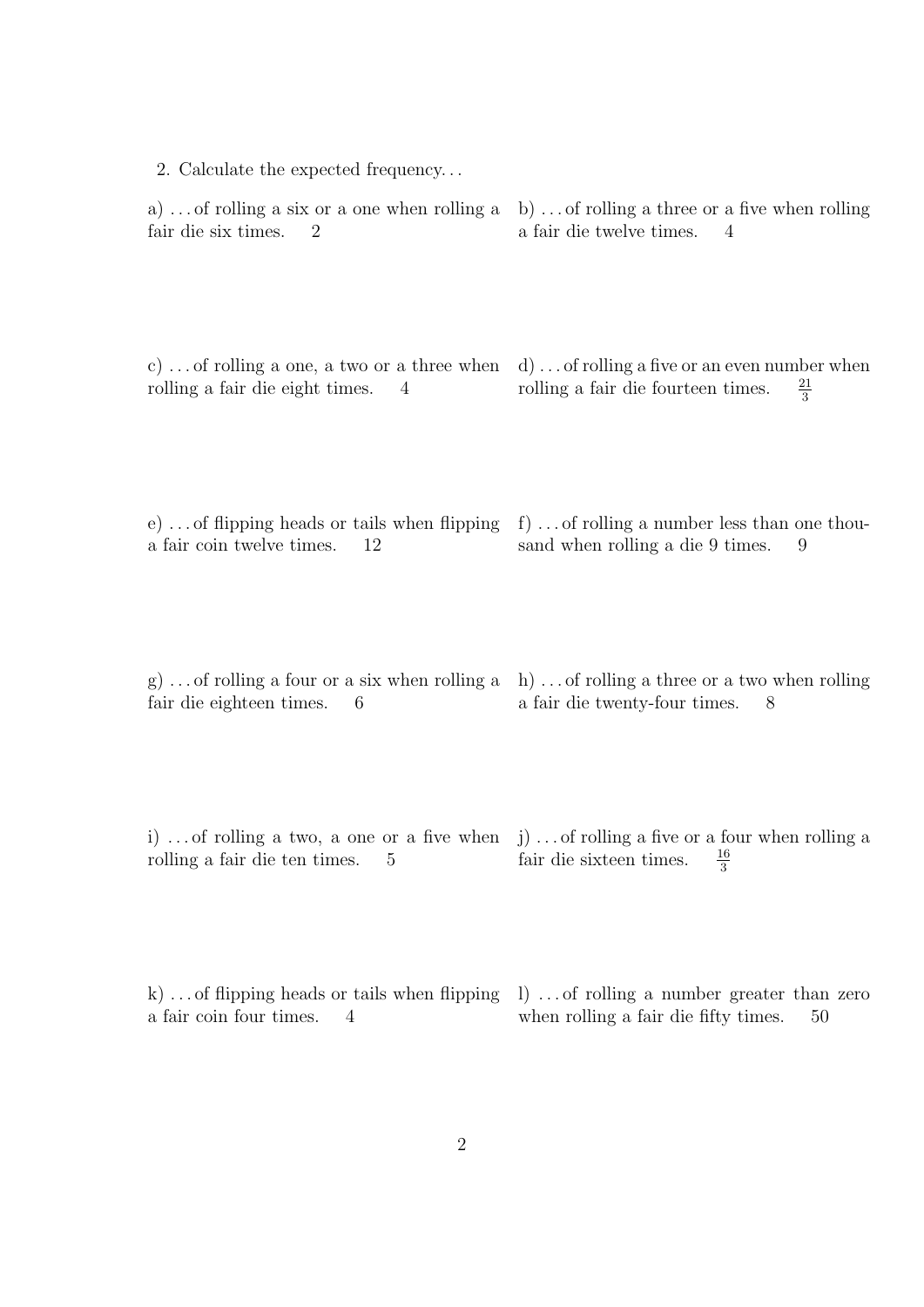2. Calculate the expected frequency...

a) ...of rolling a six or a one when rolling a fair die six times. 2

b) ...of rolling a three or a five when rolling a fair die twelve times. 4

c) ...of rolling a one, a two or a three when rolling a fair die eight times. 4

d) ...of rolling a five or an even number when rolling a fair die fourteen times. $\frac{21}{3}$

e) ...of flipping heads or tails when flipping a fair coin twelve times. 12

f) ...of rolling a number less than one thousand when rolling a die 9 times. 9

g) ...of rolling a four or a six when rolling a fair die eighteen times. 6

h) ...of rolling a three or a two when rolling a fair die twenty-four times. 8

i) ...of rolling a two, a one or a five when rolling a fair die ten times. 5

j) ...of rolling a five or a four when rolling a fair die sixteen times. $\frac{16}{3}$

k) ...of flipping heads or tails when flipping a fair coin four times. 4

l) ...of rolling a number greater than zero when rolling a fair die fifty times. 50